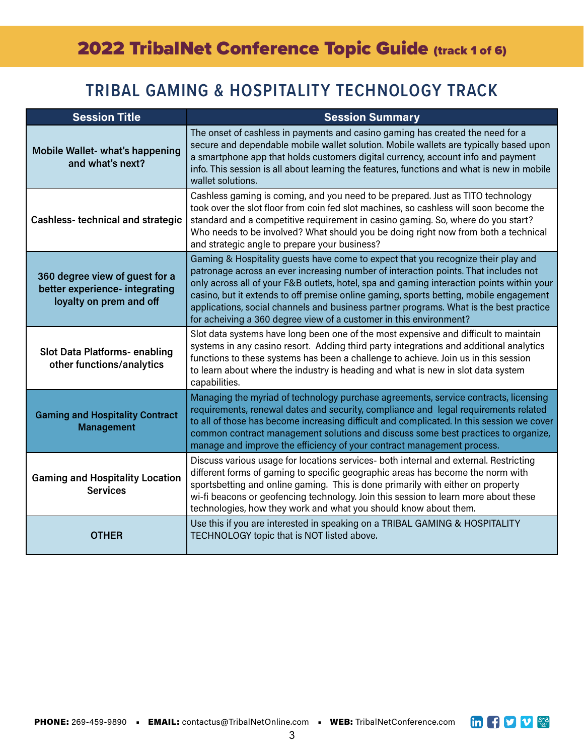# 2022 TribalNet Conference Topic Guide (track 1 of 6)

## TRIBAL GAMING & HOSPITALITY TECHNOLOGY TRACK

| Session Title | Session Summary |
|---|---|
| **Mobile Wallet- what's happening and what's next?** | The onset of cashless in payments and casino gaming has created the need for a secure and dependable mobile wallet solution. Mobile wallets are typically based upon a smartphone app that holds customers digital currency, account info and payment info. This session is all about learning the features, functions and what is new in mobile wallet solutions. |
| **Cashless- technical and strategic** | Cashless gaming is coming, and you need to be prepared. Just as TITO technology took over the slot floor from coin fed slot machines, so cashless will soon become the standard and a competitive requirement in casino gaming. So, where do you start? Who needs to be involved? What should you be doing right now from both a technical and strategic angle to prepare your business? |
| **360 degree view of guest for a better experience- integrating loyalty on prem and off** | Gaming & Hospitality guests have come to expect that you recognize their play and patronage across an ever increasing number of interaction points. That includes not only across all of your F&B outlets, hotel, spa and gaming interaction points within your casino, but it extends to off premise online gaming, sports betting, mobile engagement applications, social channels and business partner programs. What is the best practice for acheiving a 360 degree view of a customer in this environment? |
| **Slot Data Platforms- enabling other functions/analytics** | Slot data systems have long been one of the most expensive and difficult to maintain systems in any casino resort. Adding third party integrations and additional analytics functions to these systems has been a challenge to achieve. Join us in this session to learn about where the industry is heading and what is new in slot data system capabilities. |
| **Gaming and Hospitality Contract Management** | Managing the myriad of technology purchase agreements, service contracts, licensing requirements, renewal dates and security, compliance and legal requirements related to all of those has become increasing difficult and complicated. In this session we cover common contract management solutions and discuss some best practices to organize, manage and improve the efficiency of your contract management process. |
| **Gaming and Hospitality Location Services** | Discuss various usage for locations services- both internal and external. Restricting different forms of gaming to specific geographic areas has become the norm with sportsbetting and online gaming. This is done primarily with either on property wi-fi beacons or geofencing technology. Join this session to learn more about these technologies, how they work and what you should know about them. |
| **OTHER** | Use this if you are interested in speaking on a TRIBAL GAMING & HOSPITALITY TECHNOLOGY topic that is NOT listed above. |

**PHONE:** 269-459-9890 ▪ **EMAIL:** contactus@TribalNetOnline.com ▪ **WEB:** TribalNetConference.com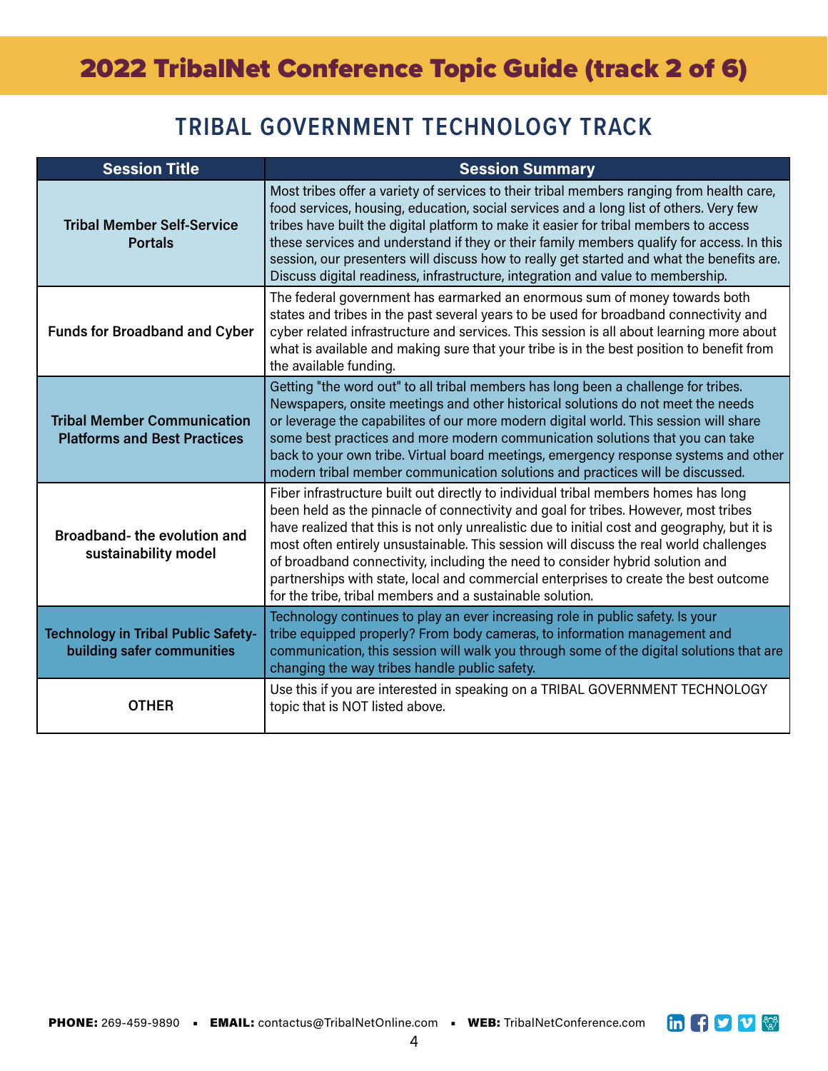# 2022 TribalNet Conference Topic Guide (track 2 of 6)

## TRIBAL GOVERNMENT TECHNOLOGY TRACK

| Session Title | Session Summary |
|---|---|
| **Tribal Member Self-Service Portals** | Most tribes offer a variety of services to their tribal members ranging from health care, food services, housing, education, social services and a long list of others. Very few tribes have built the digital platform to make it easier for tribal members to access these services and understand if they or their family members qualify for access. In this session, our presenters will discuss how to really get started and what the benefits are. Discuss digital readiness, infrastructure, integration and value to membership. |
| **Funds for Broadband and Cyber** | The federal government has earmarked an enormous sum of money towards both states and tribes in the past several years to be used for broadband connectivity and cyber related infrastructure and services. This session is all about learning more about what is available and making sure that your tribe is in the best position to benefit from the available funding. |
| **Tribal Member Communication Platforms and Best Practices** | Getting "the word out" to all tribal members has long been a challenge for tribes. Newspapers, onsite meetings and other historical solutions do not meet the needs or leverage the capabilites of our more modern digital world. This session will share some best practices and more modern communication solutions that you can take back to your own tribe. Virtual board meetings, emergency response systems and other modern tribal member communication solutions and practices will be discussed. |
| **Broadband- the evolution and sustainability model** | Fiber infrastructure built out directly to individual tribal members homes has long been held as the pinnacle of connectivity and goal for tribes. However, most tribes have realized that this is not only unrealistic due to initial cost and geography, but it is most often entirely unsustainable. This session will discuss the real world challenges of broadband connectivity, including the need to consider hybrid solution and partnerships with state, local and commercial enterprises to create the best outcome for the tribe, tribal members and a sustainable solution. |
| **Technology in Tribal Public Safety- building safer communities** | Technology continues to play an ever increasing role in public safety. Is your tribe equipped properly? From body cameras, to information management and communication, this session will walk you through some of the digital solutions that are changing the way tribes handle public safety. |
| **OTHER** | Use this if you are interested in speaking on a TRIBAL GOVERNMENT TECHNOLOGY topic that is NOT listed above. |

**PHONE:** 269-459-9890 ▪ **EMAIL:** contactus@TribalNetOnline.com ▪ **WEB:** TribalNetConference.com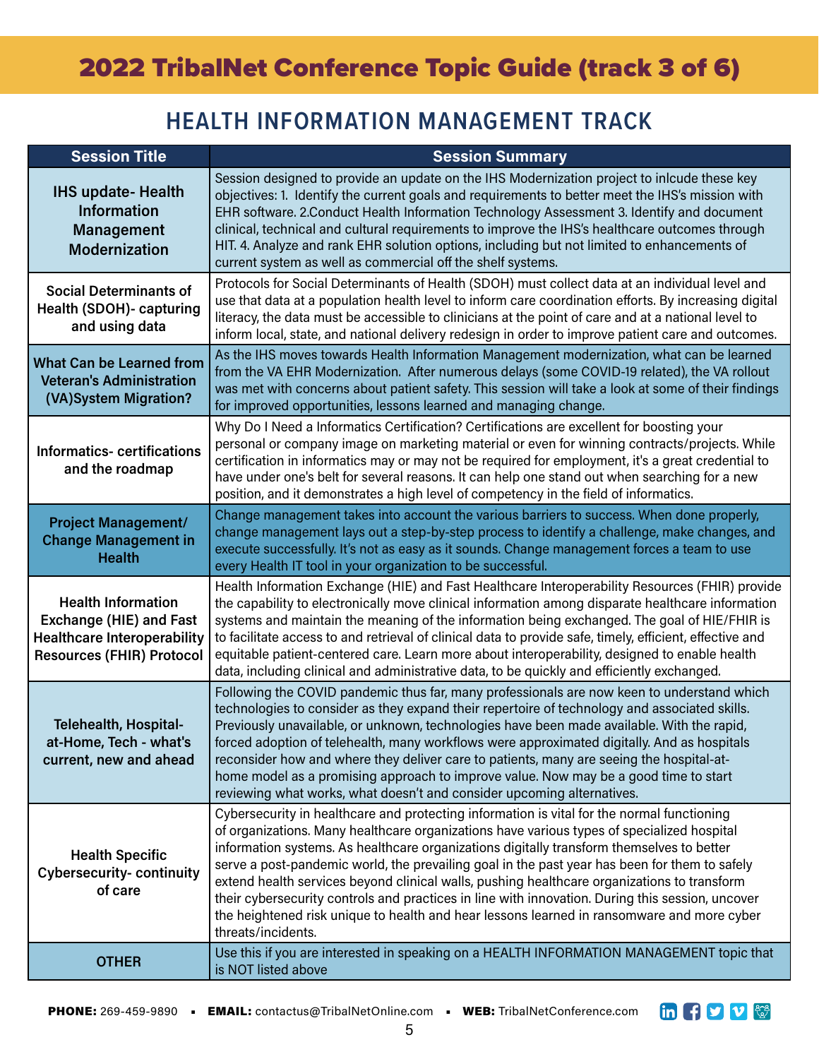# 2022 TribalNet Conference Topic Guide (track 3 of 6)

## HEALTH INFORMATION MANAGEMENT TRACK

| Session Title | Session Summary |
|---|---|
| **IHS update- Health Information Management Modernization** | Session designed to provide an update on the IHS Modernization project to inlcude these key objectives: 1. Identify the current goals and requirements to better meet the IHS's mission with EHR software. 2.Conduct Health Information Technology Assessment 3. Identify and document clinical, technical and cultural requirements to improve the IHS's healthcare outcomes through HIT. 4. Analyze and rank EHR solution options, including but not limited to enhancements of current system as well as commercial off the shelf systems. |
| **Social Determinants of Health (SDOH)- capturing and using data** | Protocols for Social Determinants of Health (SDOH) must collect data at an individual level and use that data at a population health level to inform care coordination efforts. By increasing digital literacy, the data must be accessible to clinicians at the point of care and at a national level to inform local, state, and national delivery redesign in order to improve patient care and outcomes. |
| **What Can be Learned from Veteran's Administration (VA)System Migration?** | As the IHS moves towards Health Information Management modernization, what can be learned from the VA EHR Modernization. After numerous delays (some COVID-19 related), the VA rollout was met with concerns about patient safety. This session will take a look at some of their findings for improved opportunities, lessons learned and managing change. |
| **Informatics- certifications and the roadmap** | Why Do I Need a Informatics Certification? Certifications are excellent for boosting your personal or company image on marketing material or even for winning contracts/projects. While certification in informatics may or may not be required for employment, it's a great credential to have under one's belt for several reasons. It can help one stand out when searching for a new position, and it demonstrates a high level of competency in the field of informatics. |
| **Project Management/ Change Management in Health** | Change management takes into account the various barriers to success. When done properly, change management lays out a step-by-step process to identify a challenge, make changes, and execute successfully. It's not as easy as it sounds. Change management forces a team to use every Health IT tool in your organization to be successful. |
| **Health Information Exchange (HIE) and Fast Healthcare Interoperability Resources (FHIR) Protocol** | Health Information Exchange (HIE) and Fast Healthcare Interoperability Resources (FHIR) provide the capability to electronically move clinical information among disparate healthcare information systems and maintain the meaning of the information being exchanged. The goal of HIE/FHIR is to facilitate access to and retrieval of clinical data to provide safe, timely, efficient, effective and equitable patient-centered care. Learn more about interoperability, designed to enable health data, including clinical and administrative data, to be quickly and efficiently exchanged. |
| **Telehealth, Hospital-at-Home, Tech - what's current, new and ahead** | Following the COVID pandemic thus far, many professionals are now keen to understand which technologies to consider as they expand their repertoire of technology and associated skills. Previously unavailable, or unknown, technologies have been made available. With the rapid, forced adoption of telehealth, many workflows were approximated digitally. And as hospitals reconsider how and where they deliver care to patients, many are seeing the hospital-at-home model as a promising approach to improve value. Now may be a good time to start reviewing what works, what doesn't and consider upcoming alternatives. |
| **Health Specific Cybersecurity- continuity of care** | Cybersecurity in healthcare and protecting information is vital for the normal functioning of organizations. Many healthcare organizations have various types of specialized hospital information systems. As healthcare organizations digitally transform themselves to better serve a post-pandemic world, the prevailing goal in the past year has been for them to safely extend health services beyond clinical walls, pushing healthcare organizations to transform their cybersecurity controls and practices in line with innovation. During this session, uncover the heightened risk unique to health and hear lessons learned in ransomware and more cyber threats/incidents. |
| **OTHER** | Use this if you are interested in speaking on a HEALTH INFORMATION MANAGEMENT topic that is NOT listed above |

**PHONE:** 269-459-9890 ▪ **EMAIL:** contactus@TribalNetOnline.com ▪ **WEB:** TribalNetConference.com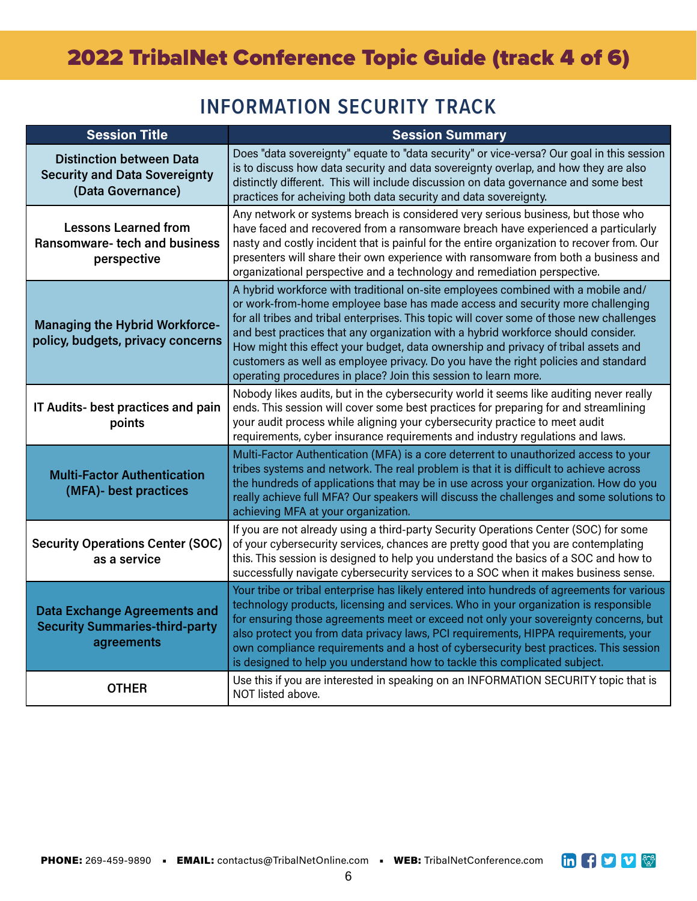# 2022 TribalNet Conference Topic Guide (track 4 of 6)

## INFORMATION SECURITY TRACK

| Session Title | Session Summary |
|---|---|
| **Distinction between Data Security and Data Sovereignty (Data Governance)** | Does "data sovereignty" equate to "data security" or vice-versa? Our goal in this session is to discuss how data security and data sovereignty overlap, and how they are also distinctly different. This will include discussion on data governance and some best practices for acheiving both data security and data sovereignty. |
| **Lessons Learned from Ransomware- tech and business perspective** | Any network or systems breach is considered very serious business, but those who have faced and recovered from a ransomware breach have experienced a particularly nasty and costly incident that is painful for the entire organization to recover from. Our presenters will share their own experience with ransomware from both a business and organizational perspective and a technology and remediation perspective. |
| **Managing the Hybrid Workforce- policy, budgets, privacy concerns** | A hybrid workforce with traditional on-site employees combined with a mobile and/or work-from-home employee base has made access and security more challenging for all tribes and tribal enterprises. This topic will cover some of those new challenges and best practices that any organization with a hybrid workforce should consider. How might this effect your budget, data ownership and privacy of tribal assets and customers as well as employee privacy. Do you have the right policies and standard operating procedures in place? Join this session to learn more. |
| **IT Audits- best practices and pain points** | Nobody likes audits, but in the cybersecurity world it seems like auditing never really ends. This session will cover some best practices for preparing for and streamlining your audit process while aligning your cybersecurity practice to meet audit requirements, cyber insurance requirements and industry regulations and laws. |
| **Multi-Factor Authentication (MFA)- best practices** | Multi-Factor Authentication (MFA) is a core deterrent to unauthorized access to your tribes systems and network. The real problem is that it is difficult to achieve across the hundreds of applications that may be in use across your organization. How do you really achieve full MFA? Our speakers will discuss the challenges and some solutions to achieving MFA at your organization. |
| **Security Operations Center (SOC) as a service** | If you are not already using a third-party Security Operations Center (SOC) for some of your cybersecurity services, chances are pretty good that you are contemplating this. This session is designed to help you understand the basics of a SOC and how to successfully navigate cybersecurity services to a SOC when it makes business sense. |
| **Data Exchange Agreements and Security Summaries-third-party agreements** | Your tribe or tribal enterprise has likely entered into hundreds of agreements for various technology products, licensing and services. Who in your organization is responsible for ensuring those agreements meet or exceed not only your sovereignty concerns, but also protect you from data privacy laws, PCI requirements, HIPPA requirements, your own compliance requirements and a host of cybersecurity best practices. This session is designed to help you understand how to tackle this complicated subject. |
| **OTHER** | Use this if you are interested in speaking on an INFORMATION SECURITY topic that is NOT listed above. |

**PHONE:** 269-459-9890 ▪ **EMAIL:** contactus@TribalNetOnline.com ▪ **WEB:** TribalNetConference.com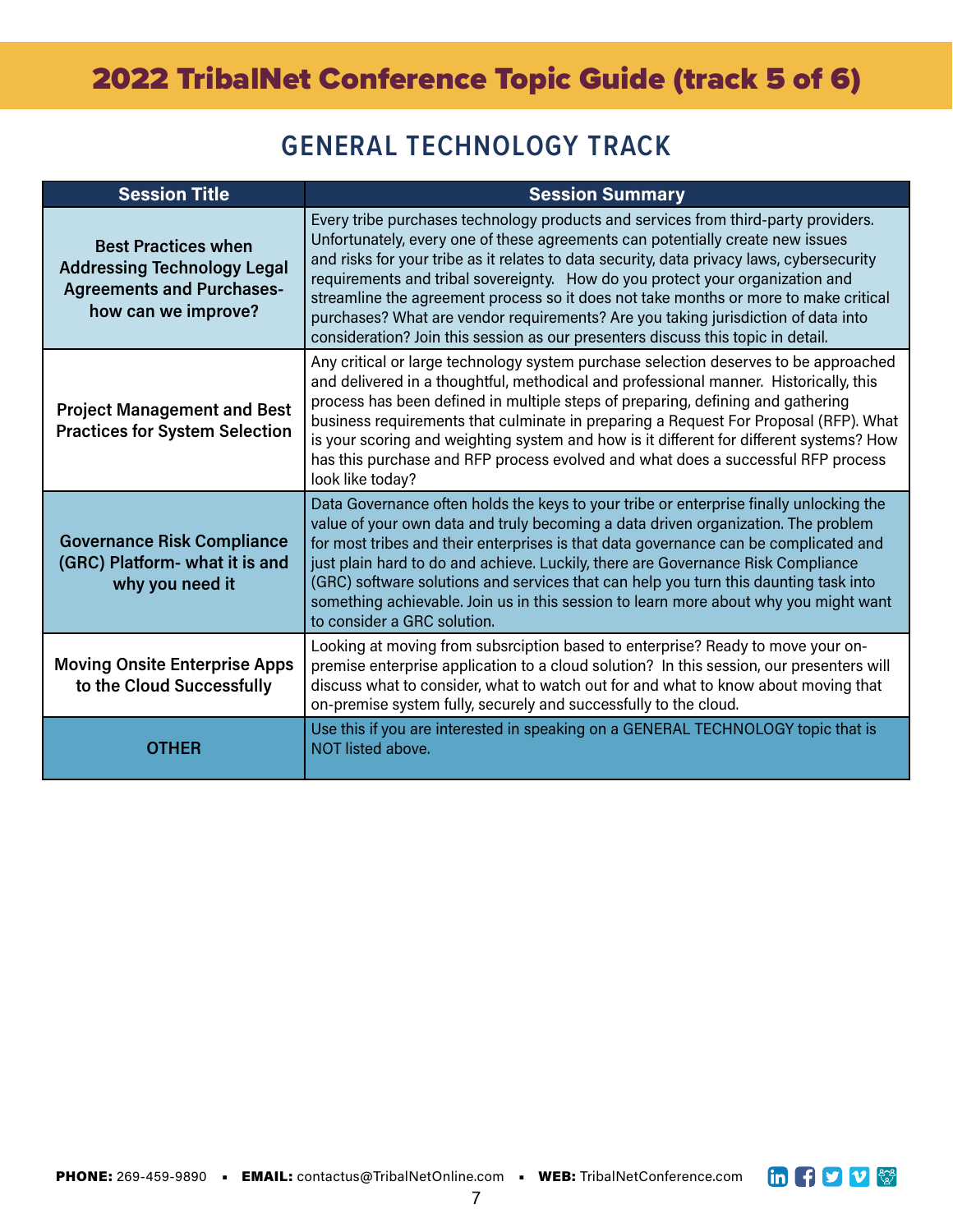# 2022 TribalNet Conference Topic Guide (track 5 of 6)

## GENERAL TECHNOLOGY TRACK

| Session Title | Session Summary |
|---|---|
| **Best Practices when Addressing Technology Legal Agreements and Purchases- how can we improve?** | Every tribe purchases technology products and services from third-party providers. Unfortunately, every one of these agreements can potentially create new issues and risks for your tribe as it relates to data security, data privacy laws, cybersecurity requirements and tribal sovereignty. How do you protect your organization and streamline the agreement process so it does not take months or more to make critical purchases? What are vendor requirements? Are you taking jurisdiction of data into consideration? Join this session as our presenters discuss this topic in detail. |
| **Project Management and Best Practices for System Selection** | Any critical or large technology system purchase selection deserves to be approached and delivered in a thoughtful, methodical and professional manner. Historically, this process has been defined in multiple steps of preparing, defining and gathering business requirements that culminate in preparing a Request For Proposal (RFP). What is your scoring and weighting system and how is it different for different systems? How has this purchase and RFP process evolved and what does a successful RFP process look like today? |
| **Governance Risk Compliance (GRC) Platform- what it is and why you need it** | Data Governance often holds the keys to your tribe or enterprise finally unlocking the value of your own data and truly becoming a data driven organization. The problem for most tribes and their enterprises is that data governance can be complicated and just plain hard to do and achieve. Luckily, there are Governance Risk Compliance (GRC) software solutions and services that can help you turn this daunting task into something achievable. Join us in this session to learn more about why you might want to consider a GRC solution. |
| **Moving Onsite Enterprise Apps to the Cloud Successfully** | Looking at moving from subsrciption based to enterprise? Ready to move your on-premise enterprise application to a cloud solution? In this session, our presenters will discuss what to consider, what to watch out for and what to know about moving that on-premise system fully, securely and successfully to the cloud. |
| **OTHER** | Use this if you are interested in speaking on a GENERAL TECHNOLOGY topic that is NOT listed above. |

**PHONE:** 269-459-9890 ▪ **EMAIL:** contactus@TribalNetOnline.com ▪ **WEB:** TribalNetConference.com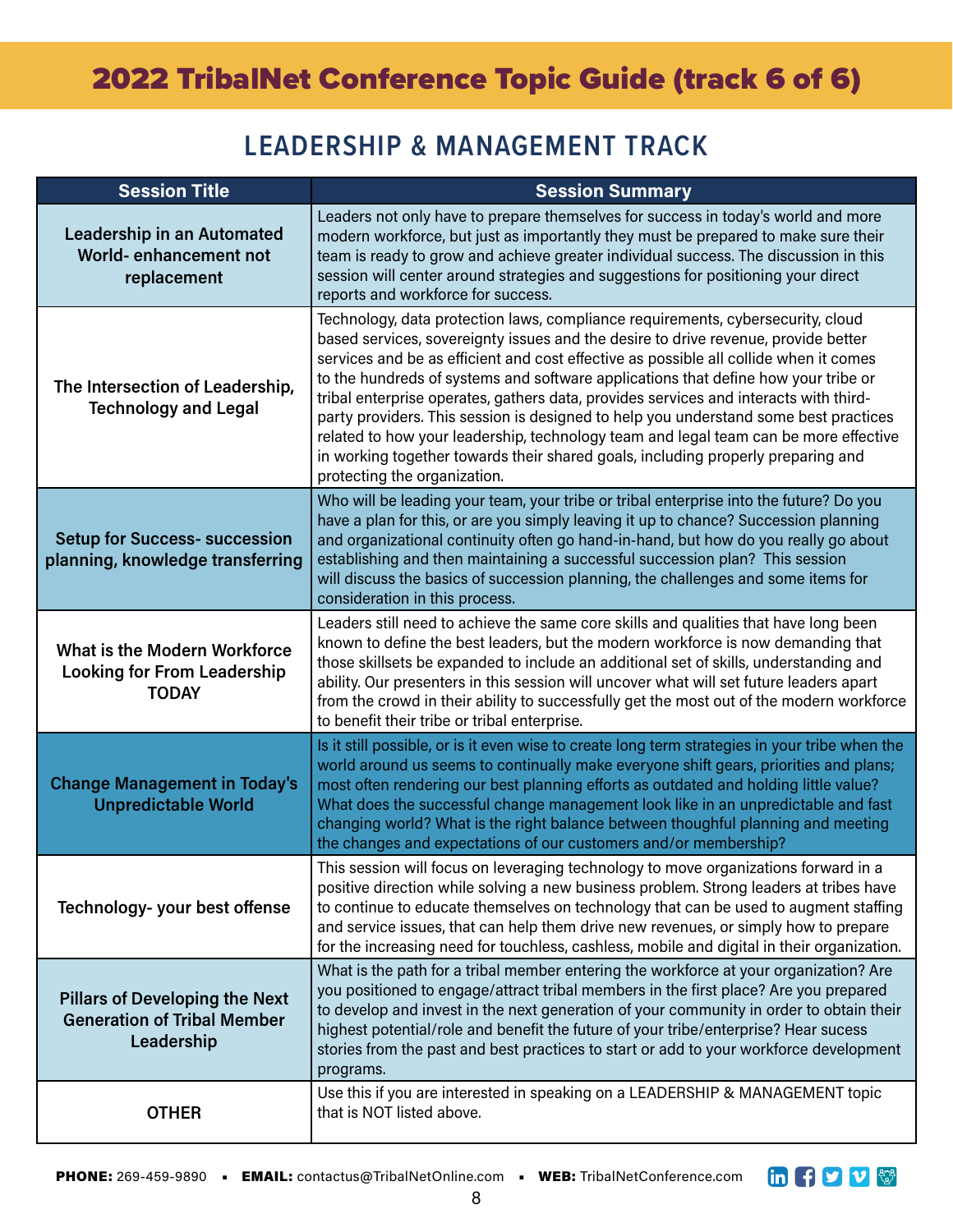# 2022 TribalNet Conference Topic Guide (track 6 of 6)

## LEADERSHIP & MANAGEMENT TRACK

| Session Title | Session Summary |
| --- | --- |
| **Leadership in an Automated World- enhancement not replacement** | Leaders not only have to prepare themselves for success in today's world and more modern workforce, but just as importantly they must be prepared to make sure their team is ready to grow and achieve greater individual success. The discussion in this session will center around strategies and suggestions for positioning your direct reports and workforce for success. |
| **The Intersection of Leadership, Technology and Legal** | Technology, data protection laws, compliance requirements, cybersecurity, cloud based services, sovereignty issues and the desire to drive revenue, provide better services and be as efficient and cost effective as possible all collide when it comes to the hundreds of systems and software applications that define how your tribe or tribal enterprise operates, gathers data, provides services and interacts with third-party providers. This session is designed to help you understand some best practices related to how your leadership, technology team and legal team can be more effective in working together towards their shared goals, including properly preparing and protecting the organization. |
| **Setup for Success- succession planning, knowledge transferring** | Who will be leading your team, your tribe or tribal enterprise into the future? Do you have a plan for this, or are you simply leaving it up to chance? Succession planning and organizational continuity often go hand-in-hand, but how do you really go about establishing and then maintaining a successful succession plan? This session will discuss the basics of succession planning, the challenges and some items for consideration in this process. |
| **What is the Modern Workforce Looking for From Leadership TODAY** | Leaders still need to achieve the same core skills and qualities that have long been known to define the best leaders, but the modern workforce is now demanding that those skillsets be expanded to include an additional set of skills, understanding and ability. Our presenters in this session will uncover what will set future leaders apart from the crowd in their ability to successfully get the most out of the modern workforce to benefit their tribe or tribal enterprise. |
| **Change Management in Today's Unpredictable World** | Is it still possible, or is it even wise to create long term strategies in your tribe when the world around us seems to continually make everyone shift gears, priorities and plans; most often rendering our best planning efforts as outdated and holding little value? What does the successful change management look like in an unpredictable and fast changing world? What is the right balance between thoughful planning and meeting the changes and expectations of our customers and/or membership? |
| **Technology- your best offense** | This session will focus on leveraging technology to move organizations forward in a positive direction while solving a new business problem. Strong leaders at tribes have to continue to educate themselves on technology that can be used to augment staffing and service issues, that can help them drive new revenues, or simply how to prepare for the increasing need for touchless, cashless, mobile and digital in their organization. |
| **Pillars of Developing the Next Generation of Tribal Member Leadership** | What is the path for a tribal member entering the workforce at your organization? Are you positioned to engage/attract tribal members in the first place? Are you prepared to develop and invest in the next generation of your community in order to obtain their highest potential/role and benefit the future of your tribe/enterprise? Hear sucess stories from the past and best practices to start or add to your workforce development programs. |
| **OTHER** | Use this if you are interested in speaking on a LEADERSHIP & MANAGEMENT topic that is NOT listed above. |

**PHONE:** 269-459-9890 ▪ **EMAIL:** contactus@TribalNetOnline.com ▪ **WEB:** TribalNetConference.com